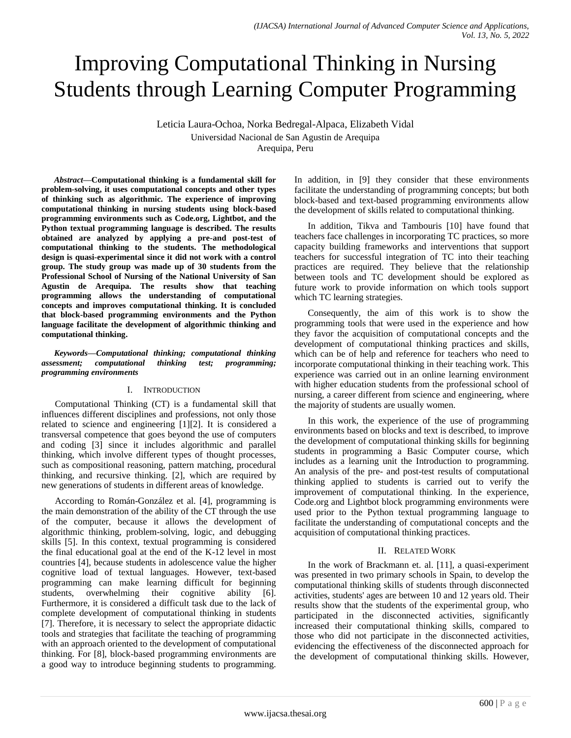# Improving Computational Thinking in Nursing Students through Learning Computer Programming

Leticia Laura-Ochoa, Norka Bedregal-Alpaca, Elizabeth Vidal
Universidad Nacional de San Agustin de Arequipa
Arequipa, Peru

***Abstract*—Computational thinking is a fundamental skill for problem-solving, it uses computational concepts and other types of thinking such as algorithmic. The experience of improving computational thinking in nursing students using block-based programming environments such as Code.org, Lightbot, and the Python textual programming language is described. The results obtained are analyzed by applying a pre-and post-test of computational thinking to the students. The methodological design is quasi-experimental since it did not work with a control group. The study group was made up of 30 students from the Professional School of Nursing of the National University of San Agustin de Arequipa. The results show that teaching programming allows the understanding of computational concepts and improves computational thinking. It is concluded that block-based programming environments and the Python language facilitate the development of algorithmic thinking and computational thinking.**

***Keywords*—*Computational thinking; computational thinking assessment; computational thinking test; programming; programming environments***

## I. Introduction

Computational Thinking (CT) is a fundamental skill that influences different disciplines and professions, not only those related to science and engineering [1][2]. It is considered a transversal competence that goes beyond the use of computers and coding [3] since it includes algorithmic and parallel thinking, which involve different types of thought processes, such as compositional reasoning, pattern matching, procedural thinking, and recursive thinking. [2], which are required by new generations of students in different areas of knowledge.

According to Román-González et al. [4], programming is the main demonstration of the ability of the CT through the use of the computer, because it allows the development of algorithmic thinking, problem-solving, logic, and debugging skills [5]. In this context, textual programming is considered the final educational goal at the end of the K-12 level in most countries [4], because students in adolescence value the higher cognitive load of textual languages. However, text-based programming can make learning difficult for beginning students, overwhelming their cognitive ability [6]. Furthermore, it is considered a difficult task due to the lack of complete development of computational thinking in students [7]. Therefore, it is necessary to select the appropriate didactic tools and strategies that facilitate the teaching of programming with an approach oriented to the development of computational thinking. For [8], block-based programming environments are a good way to introduce beginning students to programming. In addition, in [9] they consider that these environments facilitate the understanding of programming concepts; but both block-based and text-based programming environments allow the development of skills related to computational thinking.

In addition, Tikva and Tambouris [10] have found that teachers face challenges in incorporating TC practices, so more capacity building frameworks and interventions that support teachers for successful integration of TC into their teaching practices are required. They believe that the relationship between tools and TC development should be explored as future work to provide information on which tools support which TC learning strategies.

Consequently, the aim of this work is to show the programming tools that were used in the experience and how they favor the acquisition of computational concepts and the development of computational thinking practices and skills, which can be of help and reference for teachers who need to incorporate computational thinking in their teaching work. This experience was carried out in an online learning environment with higher education students from the professional school of nursing, a career different from science and engineering, where the majority of students are usually women.

In this work, the experience of the use of programming environments based on blocks and text is described, to improve the development of computational thinking skills for beginning students in programming a Basic Computer course, which includes as a learning unit the Introduction to programming. An analysis of the pre- and post-test results of computational thinking applied to students is carried out to verify the improvement of computational thinking. In the experience, Code.org and Lightbot block programming environments were used prior to the Python textual programming language to facilitate the understanding of computational concepts and the acquisition of computational thinking practices.

## II. Related Work

In the work of Brackmann et. al. [11], a quasi-experiment was presented in two primary schools in Spain, to develop the computational thinking skills of students through disconnected activities, students' ages are between 10 and 12 years old. Their results show that the students of the experimental group, who participated in the disconnected activities, significantly increased their computational thinking skills, compared to those who did not participate in the disconnected activities, evidencing the effectiveness of the disconnected approach for the development of computational thinking skills. However,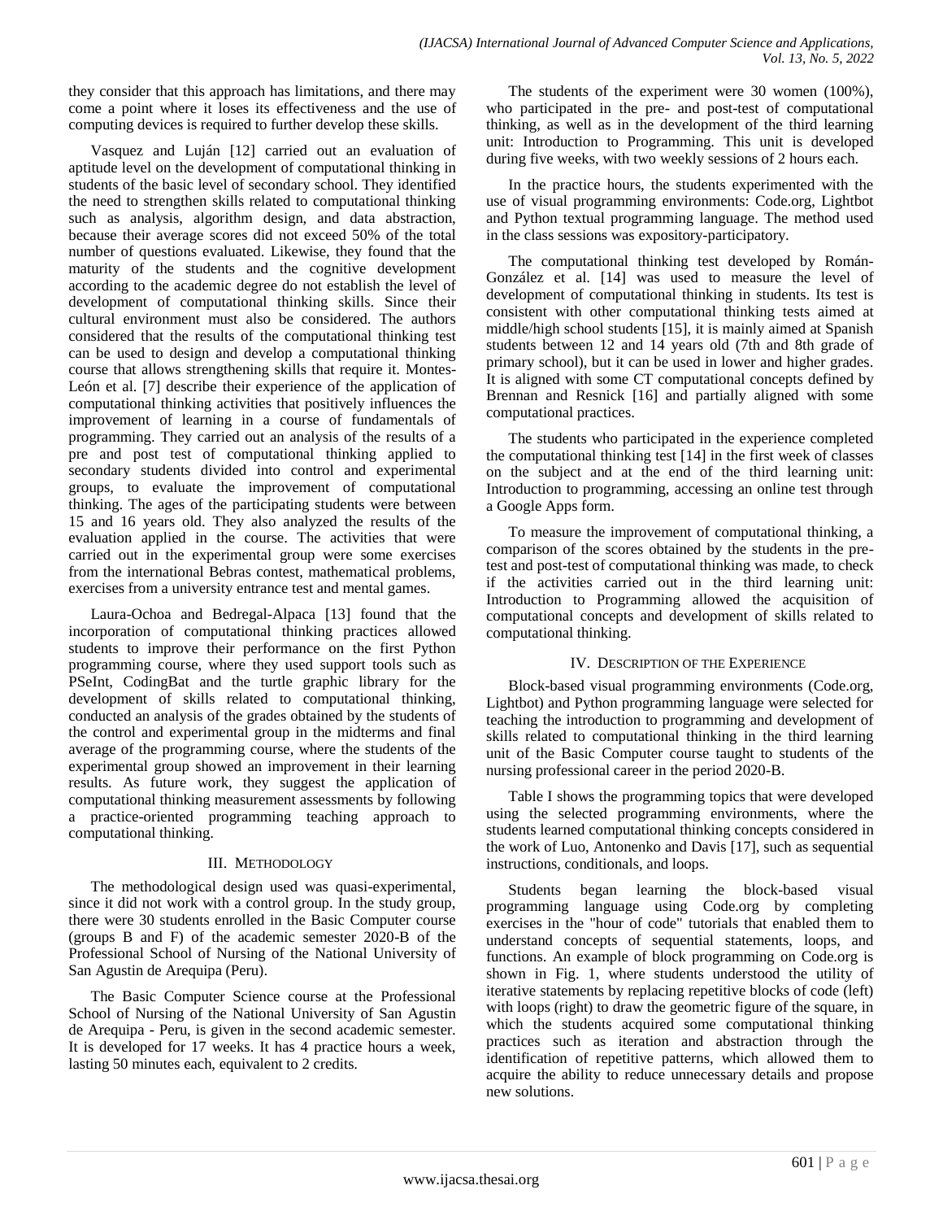they consider that this approach has limitations, and there may come a point where it loses its effectiveness and the use of computing devices is required to further develop these skills.

Vasquez and Luján [12] carried out an evaluation of aptitude level on the development of computational thinking in students of the basic level of secondary school. They identified the need to strengthen skills related to computational thinking such as analysis, algorithm design, and data abstraction, because their average scores did not exceed 50% of the total number of questions evaluated. Likewise, they found that the maturity of the students and the cognitive development according to the academic degree do not establish the level of development of computational thinking skills. Since their cultural environment must also be considered. The authors considered that the results of the computational thinking test can be used to design and develop a computational thinking course that allows strengthening skills that require it. Montes-León et al. [7] describe their experience of the application of computational thinking activities that positively influences the improvement of learning in a course of fundamentals of programming. They carried out an analysis of the results of a pre and post test of computational thinking applied to secondary students divided into control and experimental groups, to evaluate the improvement of computational thinking. The ages of the participating students were between 15 and 16 years old. They also analyzed the results of the evaluation applied in the course. The activities that were carried out in the experimental group were some exercises from the international Bebras contest, mathematical problems, exercises from a university entrance test and mental games.

Laura-Ochoa and Bedregal-Alpaca [13] found that the incorporation of computational thinking practices allowed students to improve their performance on the first Python programming course, where they used support tools such as PSeInt, CodingBat and the turtle graphic library for the development of skills related to computational thinking, conducted an analysis of the grades obtained by the students of the control and experimental group in the midterms and final average of the programming course, where the students of the experimental group showed an improvement in their learning results. As future work, they suggest the application of computational thinking measurement assessments by following a practice-oriented programming teaching approach to computational thinking.

## III. Methodology

The methodological design used was quasi-experimental, since it did not work with a control group. In the study group, there were 30 students enrolled in the Basic Computer course (groups B and F) of the academic semester 2020-B of the Professional School of Nursing of the National University of San Agustin de Arequipa (Peru).

The Basic Computer Science course at the Professional School of Nursing of the National University of San Agustin de Arequipa - Peru, is given in the second academic semester. It is developed for 17 weeks. It has 4 practice hours a week, lasting 50 minutes each, equivalent to 2 credits.

The students of the experiment were 30 women (100%), who participated in the pre- and post-test of computational thinking, as well as in the development of the third learning unit: Introduction to Programming. This unit is developed during five weeks, with two weekly sessions of 2 hours each.

In the practice hours, the students experimented with the use of visual programming environments: Code.org, Lightbot and Python textual programming language. The method used in the class sessions was expository-participatory.

The computational thinking test developed by Román-González et al. [14] was used to measure the level of development of computational thinking in students. Its test is consistent with other computational thinking tests aimed at middle/high school students [15], it is mainly aimed at Spanish students between 12 and 14 years old (7th and 8th grade of primary school), but it can be used in lower and higher grades. It is aligned with some CT computational concepts defined by Brennan and Resnick [16] and partially aligned with some computational practices.

The students who participated in the experience completed the computational thinking test [14] in the first week of classes on the subject and at the end of the third learning unit: Introduction to programming, accessing an online test through a Google Apps form.

To measure the improvement of computational thinking, a comparison of the scores obtained by the students in the pre-test and post-test of computational thinking was made, to check if the activities carried out in the third learning unit: Introduction to Programming allowed the acquisition of computational concepts and development of skills related to computational thinking.

## IV. Description of the Experience

Block-based visual programming environments (Code.org, Lightbot) and Python programming language were selected for teaching the introduction to programming and development of skills related to computational thinking in the third learning unit of the Basic Computer course taught to students of the nursing professional career in the period 2020-B.

Table I shows the programming topics that were developed using the selected programming environments, where the students learned computational thinking concepts considered in the work of Luo, Antonenko and Davis [17], such as sequential instructions, conditionals, and loops.

Students began learning the block-based visual programming language using Code.org by completing exercises in the "hour of code" tutorials that enabled them to understand concepts of sequential statements, loops, and functions. An example of block programming on Code.org is shown in Fig. 1, where students understood the utility of iterative statements by replacing repetitive blocks of code (left) with loops (right) to draw the geometric figure of the square, in which the students acquired some computational thinking practices such as iteration and abstraction through the identification of repetitive patterns, which allowed them to acquire the ability to reduce unnecessary details and propose new solutions.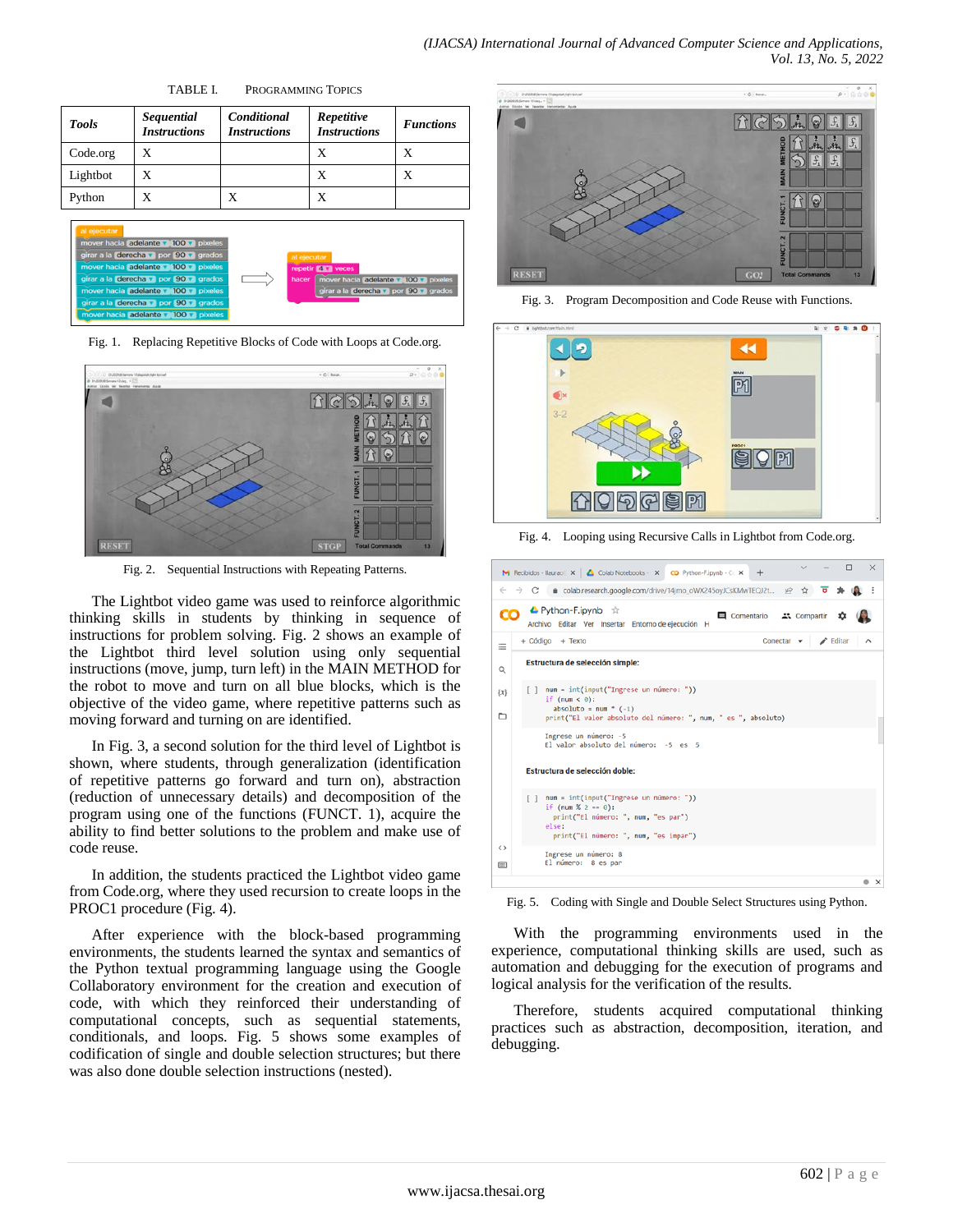TABLE I. PROGRAMMING TOPICS

| Tools | Sequential Instructions | Conditional Instructions | Repetitive Instructions | Functions |
|---|---|---|---|---|
| Code.org | X | | X | X |
| Lightbot | X | | X | X |
| Python | X | X | X | |

Fig. 1. Replacing Repetitive Blocks of Code with Loops at Code.org.

Fig. 2. Sequential Instructions with Repeating Patterns.

The Lightbot video game was used to reinforce algorithmic thinking skills in students by thinking in sequence of instructions for problem solving. Fig. 2 shows an example of the Lightbot third level solution using only sequential instructions (move, jump, turn left) in the MAIN METHOD for the robot to move and turn on all blue blocks, which is the objective of the video game, where repetitive patterns such as moving forward and turning on are identified.

In Fig. 3, a second solution for the third level of Lightbot is shown, where students, through generalization (identification of repetitive patterns go forward and turn on), abstraction (reduction of unnecessary details) and decomposition of the program using one of the functions (FUNCT. 1), acquire the ability to find better solutions to the problem and make use of code reuse.

In addition, the students practiced the Lightbot video game from Code.org, where they used recursion to create loops in the PROC1 procedure (Fig. 4).

After experience with the block-based programming environments, the students learned the syntax and semantics of the Python textual programming language using the Google Collaboratory environment for the creation and execution of code, with which they reinforced their understanding of computational concepts, such as sequential statements, conditionals, and loops. Fig. 5 shows some examples of codification of single and double selection structures; but there was also done double selection instructions (nested).

Fig. 3. Program Decomposition and Code Reuse with Functions.

Fig. 4. Looping using Recursive Calls in Lightbot from Code.org.

Fig. 5. Coding with Single and Double Select Structures using Python.

With the programming environments used in the experience, computational thinking skills are used, such as automation and debugging for the execution of programs and logical analysis for the verification of the results.

Therefore, students acquired computational thinking practices such as abstraction, decomposition, iteration, and debugging.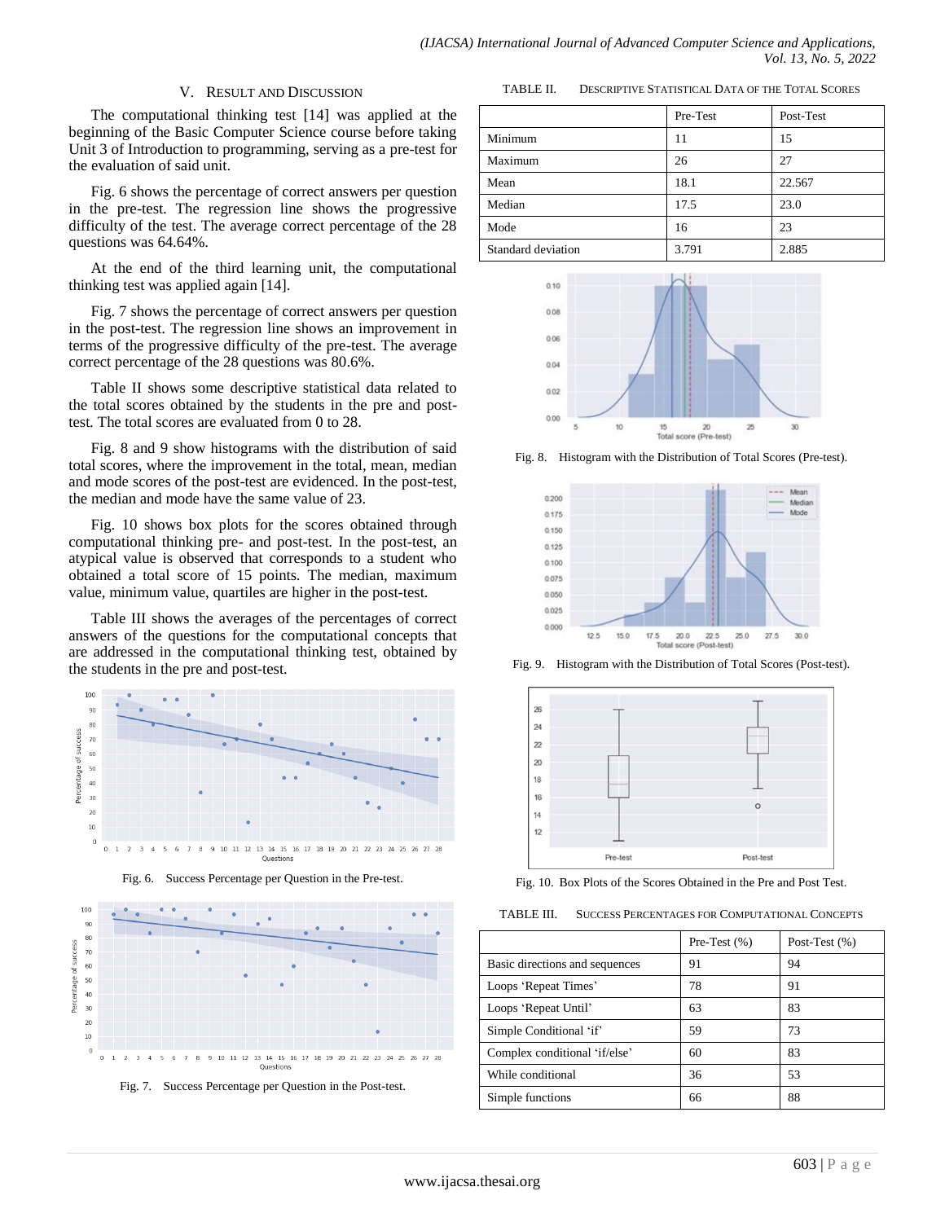## V. Result and Discussion

The computational thinking test [14] was applied at the beginning of the Basic Computer Science course before taking Unit 3 of Introduction to programming, serving as a pre-test for the evaluation of said unit.

Fig. 6 shows the percentage of correct answers per question in the pre-test. The regression line shows the progressive difficulty of the test. The average correct percentage of the 28 questions was 64.64%.

At the end of the third learning unit, the computational thinking test was applied again [14].

Fig. 7 shows the percentage of correct answers per question in the post-test. The regression line shows an improvement in terms of the progressive difficulty of the pre-test. The average correct percentage of the 28 questions was 80.6%.

Table II shows some descriptive statistical data related to the total scores obtained by the students in the pre and post-test. The total scores are evaluated from 0 to 28.

Fig. 8 and 9 show histograms with the distribution of said total scores, where the improvement in the total, mean, median and mode scores of the post-test are evidenced. In the post-test, the median and mode have the same value of 23.

Fig. 10 shows box plots for the scores obtained through computational thinking pre- and post-test. In the post-test, an atypical value is observed that corresponds to a student who obtained a total score of 15 points. The median, maximum value, minimum value, quartiles are higher in the post-test.

Table III shows the averages of the percentages of correct answers of the questions for the computational concepts that are addressed in the computational thinking test, obtained by the students in the pre and post-test.

Fig. 6. Success Percentage per Question in the Pre-test.

Fig. 7. Success Percentage per Question in the Post-test.

TABLE II. Descriptive Statistical Data of the Total Scores

| | Pre-Test | Post-Test |
|---|---|---|
| Minimum | 11 | 15 |
| Maximum | 26 | 27 |
| Mean | 18.1 | 22.567 |
| Median | 17.5 | 23.0 |
| Mode | 16 | 23 |
| Standard deviation | 3.791 | 2.885 |

Fig. 8. Histogram with the Distribution of Total Scores (Pre-test).

Fig. 9. Histogram with the Distribution of Total Scores (Post-test).

Fig. 10. Box Plots of the Scores Obtained in the Pre and Post Test.

TABLE III. Success Percentages for Computational Concepts

| | Pre-Test (%) | Post-Test (%) |
|---|---|---|
| Basic directions and sequences | 91 | 94 |
| Loops 'Repeat Times' | 78 | 91 |
| Loops 'Repeat Until' | 63 | 83 |
| Simple Conditional 'if' | 59 | 73 |
| Complex conditional 'if/else' | 60 | 83 |
| While conditional | 36 | 53 |
| Simple functions | 66 | 88 |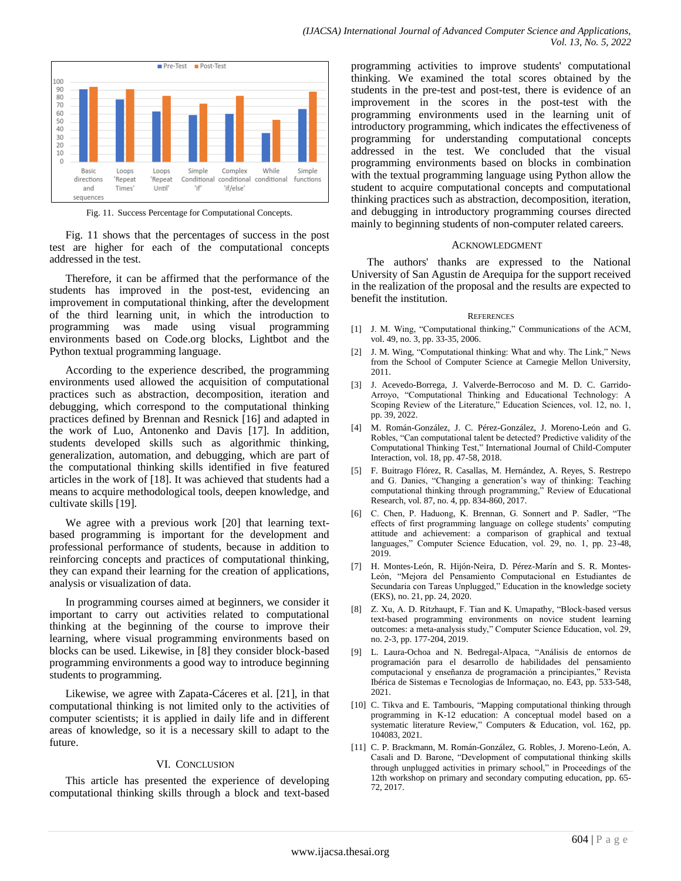Fig. 11. Success Percentage for Computational Concepts.

Fig. 11 shows that the percentages of success in the post test are higher for each of the computational concepts addressed in the test.

Therefore, it can be affirmed that the performance of the students has improved in the post-test, evidencing an improvement in computational thinking, after the development of the third learning unit, in which the introduction to programming was made using visual programming environments based on Code.org blocks, Lightbot and the Python textual programming language.

According to the experience described, the programming environments used allowed the acquisition of computational practices such as abstraction, decomposition, iteration and debugging, which correspond to the computational thinking practices defined by Brennan and Resnick [16] and adapted in the work of Luo, Antonenko and Davis [17]. In addition, students developed skills such as algorithmic thinking, generalization, automation, and debugging, which are part of the computational thinking skills identified in five featured articles in the work of [18]. It was achieved that students had a means to acquire methodological tools, deepen knowledge, and cultivate skills [19].

We agree with a previous work [20] that learning text-based programming is important for the development and professional performance of students, because in addition to reinforcing concepts and practices of computational thinking, they can expand their learning for the creation of applications, analysis or visualization of data.

In programming courses aimed at beginners, we consider it important to carry out activities related to computational thinking at the beginning of the course to improve their learning, where visual programming environments based on blocks can be used. Likewise, in [8] they consider block-based programming environments a good way to introduce beginning students to programming.

Likewise, we agree with Zapata-Cáceres et al. [21], in that computational thinking is not limited only to the activities of computer scientists; it is applied in daily life and in different areas of knowledge, so it is a necessary skill to adapt to the future.

## VI. Conclusion

This article has presented the experience of developing computational thinking skills through a block and text-based programming activities to improve students' computational thinking. We examined the total scores obtained by the students in the pre-test and post-test, there is evidence of an improvement in the scores in the post-test with the programming environments used in the learning unit of introductory programming, which indicates the effectiveness of programming for understanding computational concepts addressed in the test. We concluded that the visual programming environments based on blocks in combination with the textual programming language using Python allow the student to acquire computational concepts and computational thinking practices such as abstraction, decomposition, iteration, and debugging in introductory programming courses directed mainly to beginning students of non-computer related careers.

## Acknowledgment

The authors' thanks are expressed to the National University of San Agustin de Arequipa for the support received in the realization of the proposal and the results are expected to benefit the institution.

## References

[1] J. M. Wing, "Computational thinking," Communications of the ACM, vol. 49, no. 3, pp. 33-35, 2006.

[2] J. M. Wing, "Computational thinking: What and why. The Link," News from the School of Computer Science at Carnegie Mellon University, 2011.

[3] J. Acevedo-Borrega, J. Valverde-Berrocoso and M. D. C. Garrido-Arroyo, "Computational Thinking and Educational Technology: A Scoping Review of the Literature," Education Sciences, vol. 12, no. 1, pp. 39, 2022.

[4] M. Román-González, J. C. Pérez-González, J. Moreno-León and G. Robles, "Can computational talent be detected? Predictive validity of the Computational Thinking Test," International Journal of Child-Computer Interaction, vol. 18, pp. 47-58, 2018.

[5] F. Buitrago Flórez, R. Casallas, M. Hernández, A. Reyes, S. Restrepo and G. Danies, "Changing a generation's way of thinking: Teaching computational thinking through programming," Review of Educational Research, vol. 87, no. 4, pp. 834-860, 2017.

[6] C. Chen, P. Haduong, K. Brennan, G. Sonnert and P. Sadler, "The effects of first programming language on college students' computing attitude and achievement: a comparison of graphical and textual languages," Computer Science Education, vol. 29, no. 1, pp. 23-48, 2019.

[7] H. Montes-León, R. Hijón-Neira, D. Pérez-Marín and S. R. Montes-León, "Mejora del Pensamiento Computacional en Estudiantes de Secundaria con Tareas Unplugged," Education in the knowledge society (EKS), no. 21, pp. 24, 2020.

[8] Z. Xu, A. D. Ritzhaupt, F. Tian and K. Umapathy, "Block-based versus text-based programming environments on novice student learning outcomes: a meta-analysis study," Computer Science Education, vol. 29, no. 2-3, pp. 177-204, 2019.

[9] L. Laura-Ochoa and N. Bedregal-Alpaca, "Análisis de entornos de programación para el desarrollo de habilidades del pensamiento computacional y enseñanza de programación a principiantes," Revista Ibérica de Sistemas e Tecnologias de Informaçao, no. E43, pp. 533-548, 2021.

[10] C. Tikva and E. Tambouris, "Mapping computational thinking through programming in K-12 education: A conceptual model based on a systematic literature Review," Computers & Education, vol. 162, pp. 104083, 2021.

[11] C. P. Brackmann, M. Román-González, G. Robles, J. Moreno-León, A. Casali and D. Barone, "Development of computational thinking skills through unplugged activities in primary school," in Proceedings of the 12th workshop on primary and secondary computing education, pp. 65-72, 2017.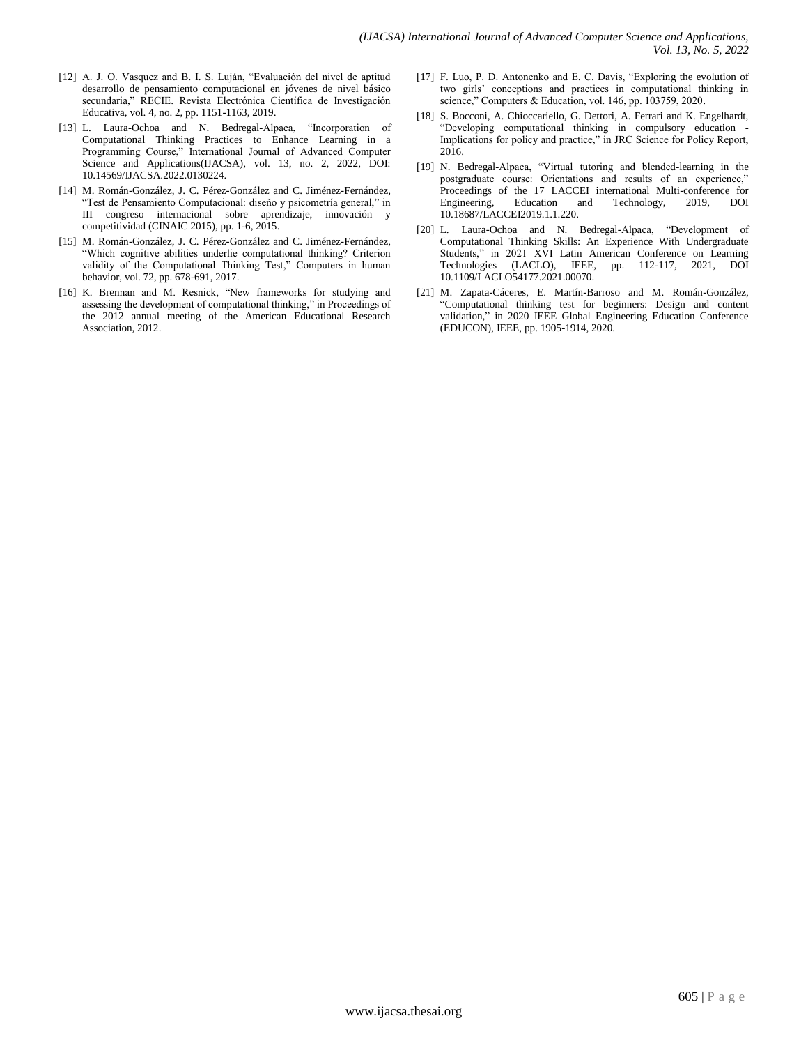[12] A. J. O. Vasquez and B. I. S. Luján, "Evaluación del nivel de aptitud desarrollo de pensamiento computacional en jóvenes de nivel básico secundaria," RECIE. Revista Electrónica Científica de Investigación Educativa, vol. 4, no. 2, pp. 1151-1163, 2019.

[13] L. Laura-Ochoa and N. Bedregal-Alpaca, "Incorporation of Computational Thinking Practices to Enhance Learning in a Programming Course," International Journal of Advanced Computer Science and Applications(IJACSA), vol. 13, no. 2, 2022, DOI: 10.14569/IJACSA.2022.0130224.

[14] M. Román-González, J. C. Pérez-González and C. Jiménez-Fernández, "Test de Pensamiento Computacional: diseño y psicometría general," in III congreso internacional sobre aprendizaje, innovación y competitividad (CINAIC 2015), pp. 1-6, 2015.

[15] M. Román-González, J. C. Pérez-González and C. Jiménez-Fernández, "Which cognitive abilities underlie computational thinking? Criterion validity of the Computational Thinking Test," Computers in human behavior, vol. 72, pp. 678-691, 2017.

[16] K. Brennan and M. Resnick, "New frameworks for studying and assessing the development of computational thinking," in Proceedings of the 2012 annual meeting of the American Educational Research Association, 2012.

[17] F. Luo, P. D. Antonenko and E. C. Davis, "Exploring the evolution of two girls' conceptions and practices in computational thinking in science," Computers & Education, vol. 146, pp. 103759, 2020.

[18] S. Bocconi, A. Chioccariello, G. Dettori, A. Ferrari and K. Engelhardt, "Developing computational thinking in compulsory education - Implications for policy and practice," in JRC Science for Policy Report, 2016.

[19] N. Bedregal-Alpaca, "Virtual tutoring and blended-learning in the postgraduate course: Orientations and results of an experience," Proceedings of the 17 LACCEI international Multi-conference for Engineering, Education and Technology, 2019, DOI 10.18687/LACCEI2019.1.1.220.

[20] L. Laura-Ochoa and N. Bedregal-Alpaca, "Development of Computational Thinking Skills: An Experience With Undergraduate Students," in 2021 XVI Latin American Conference on Learning Technologies (LACLO), IEEE, pp. 112-117, 2021, DOI 10.1109/LACLO54177.2021.00070.

[21] M. Zapata-Cáceres, E. Martín-Barroso and M. Román-González, "Computational thinking test for beginners: Design and content validation," in 2020 IEEE Global Engineering Education Conference (EDUCON), IEEE, pp. 1905-1914, 2020.